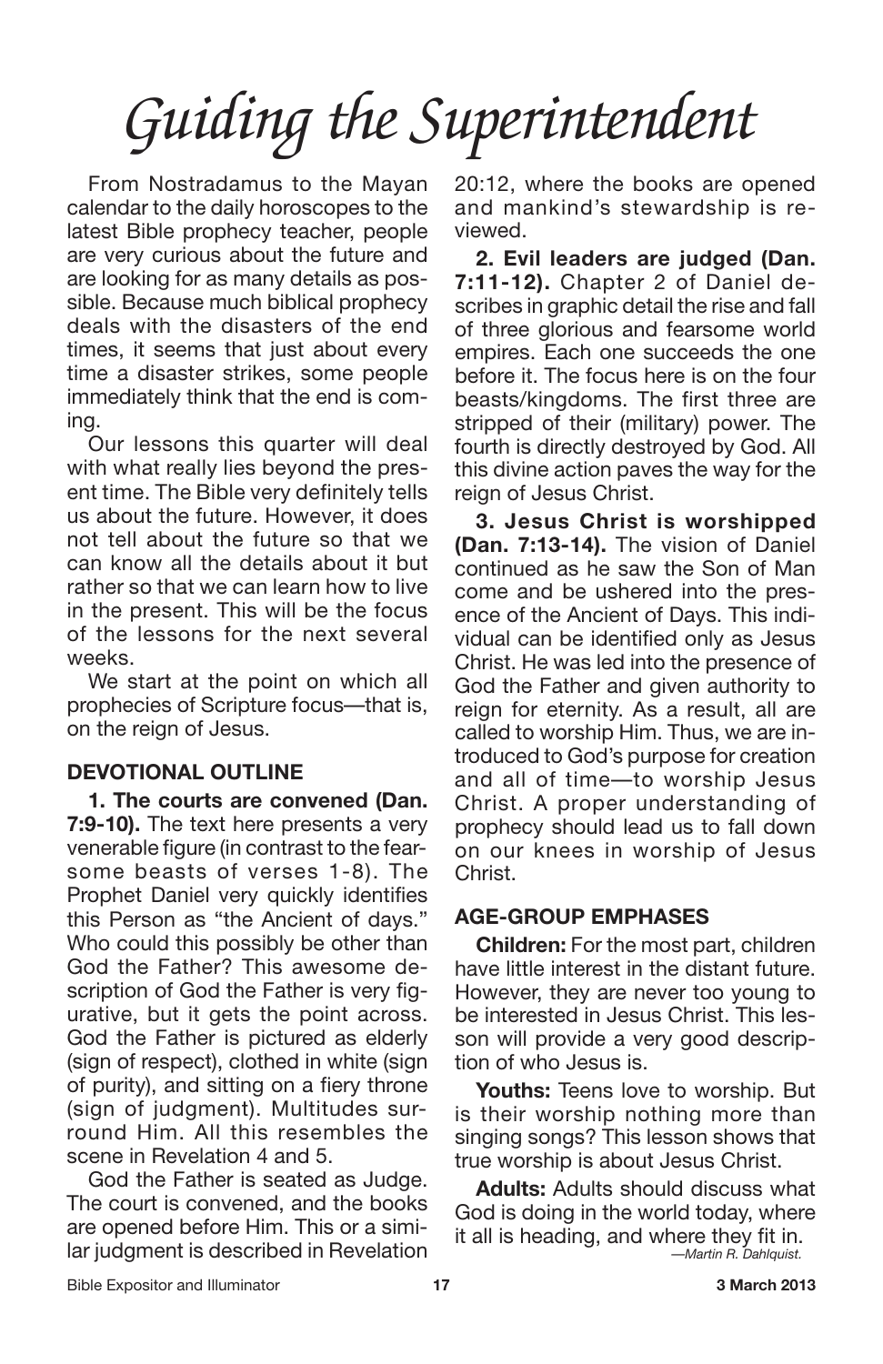# *Guiding the Superintendent*

From Nostradamus to the Mayan calendar to the daily horoscopes to the latest Bible prophecy teacher, people are very curious about the future and are looking for as many details as possible. Because much biblical prophecy deals with the disasters of the end times, it seems that just about every time a disaster strikes, some people immediately think that the end is coming.

Our lessons this quarter will deal with what really lies beyond the present time. The Bible very definitely tells us about the future. However, it does not tell about the future so that we can know all the details about it but rather so that we can learn how to live in the present. This will be the focus of the lessons for the next several weeks.

We start at the point on which all prophecies of Scripture focus—that is, on the reign of Jesus.

## DEVOTIONAL OUTLINE

**1. The courts are convened (Dan. 7:9-10).** The text here presents a very venerable figure (in contrast to the fearsome beasts of verses 1-8). The Prophet Daniel very quickly identifies this Person as "the Ancient of days." Who could this possibly be other than God the Father? This awesome description of God the Father is very figurative, but it gets the point across. God the Father is pictured as elderly (sign of respect), clothed in white (sign of purity), and sitting on a fiery throne (sign of judgment). Multitudes surround Him. All this resembles the scene in Revelation 4 and 5.

God the Father is seated as Judge. The court is convened, and the books are opened before Him. This or a similar judgment is described in Revelation 20:12, where the books are opened and mankind's stewardship is reviewed.

**2. Evil leaders are judged (Dan. 7:11-12).** Chapter 2 of Daniel describes in graphic detail the rise and fall of three glorious and fearsome world empires. Each one succeeds the one before it. The focus here is on the four beasts/kingdoms. The first three are stripped of their (military) power. The fourth is directly destroyed by God. All this divine action paves the way for the reign of Jesus Christ.

**3. Jesus Christ is worshipped (Dan. 7:13-14).** The vision of Daniel continued as he saw the Son of Man come and be ushered into the presence of the Ancient of Days. This individual can be identified only as Jesus Christ. He was led into the presence of God the Father and given authority to reign for eternity. As a result, all are called to worship Him. Thus, we are introduced to God's purpose for creation and all of time—to worship Jesus Christ. A proper understanding of prophecy should lead us to fall down on our knees in worship of Jesus Christ.

## AGE-GROUP EMPHASES

**Children:** For the most part, children have little interest in the distant future. However, they are never too young to be interested in Jesus Christ. This lesson will provide a very good description of who Jesus is.

**Youths:** Teens love to worship. But is their worship nothing more than singing songs? This lesson shows that true worship is about Jesus Christ.

**Adults:** Adults should discuss what God is doing in the world today, where it all is heading, and where they fit in.

*—Martin R. Dahlquist.*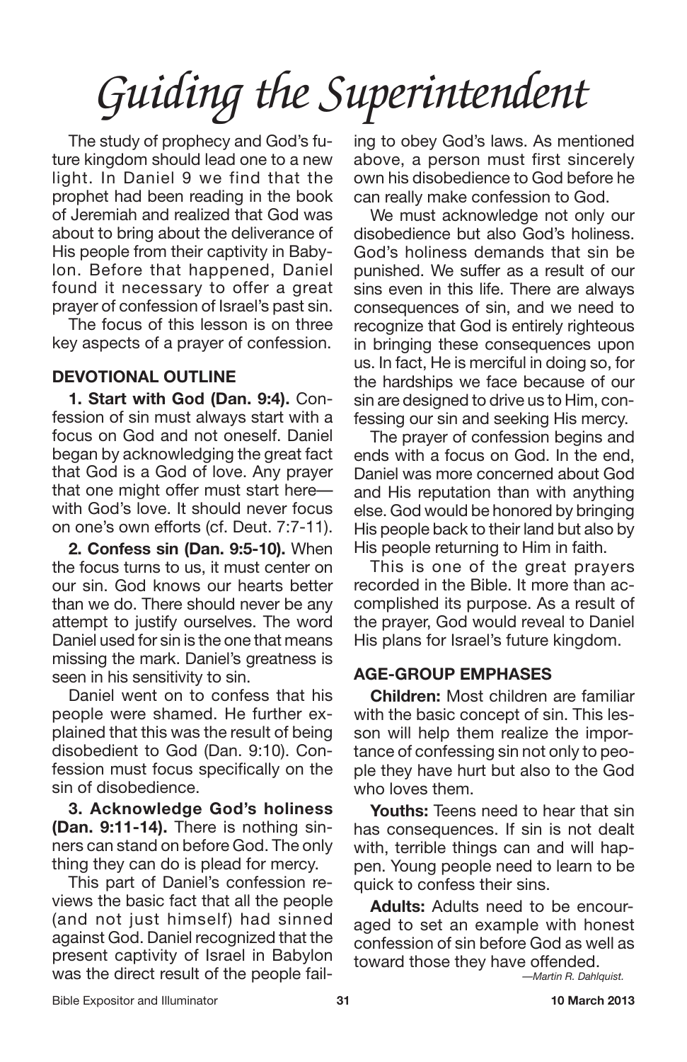# *Guiding the Superintendent*

The study of prophecy and God's future kingdom should lead one to a new light. In Daniel 9 we find that the prophet had been reading in the book of Jeremiah and realized that God was about to bring about the deliverance of His people from their captivity in Babylon. Before that happened, Daniel found it necessary to offer a great prayer of confession of Israel's past sin.

The focus of this lesson is on three key aspects of a prayer of confession.

## DEVOTIONAL OUTLINE

**1. Start with God (Dan. 9:4).** Confession of sin must always start with a focus on God and not oneself. Daniel began by acknowledging the great fact that God is a God of love. Any prayer that one might offer must start here—with God's love. It should never focus on one's own efforts (cf. Deut. 7:7-11).

**2. Confess sin (Dan. 9:5-10).** When the focus turns to us, it must center on our sin. God knows our hearts better than we do. There should never be any attempt to justify ourselves. The word Daniel used for sin is the one that means missing the mark. Daniel's greatness is seen in his sensitivity to sin.

Daniel went on to confess that his people were shamed. He further explained that this was the result of being disobedient to God (Dan. 9:10). Confession must focus specifically on the sin of disobedience.

**3. Acknowledge God's holiness (Dan. 9:11-14).** There is nothing sinners can stand on before God. The only thing they can do is plead for mercy.

This part of Daniel's confession reviews the basic fact that all the people (and not just himself) had sinned against God. Daniel recognized that the present captivity of Israel in Babylon was the direct result of the people failing to obey God's laws. As mentioned above, a person must first sincerely own his disobedience to God before he can really make confession to God.

We must acknowledge not only our disobedience but also God's holiness. God's holiness demands that sin be punished. We suffer as a result of our sins even in this life. There are always consequences of sin, and we need to recognize that God is entirely righteous in bringing these consequences upon us. In fact, He is merciful in doing so, for the hardships we face because of our sin are designed to drive us to Him, confessing our sin and seeking His mercy.

The prayer of confession begins and ends with a focus on God. In the end, Daniel was more concerned about God and His reputation than with anything else. God would be honored by bringing His people back to their land but also by His people returning to Him in faith.

This is one of the great prayers recorded in the Bible. It more than accomplished its purpose. As a result of the prayer, God would reveal to Daniel His plans for Israel's future kingdom.

## AGE-GROUP EMPHASES

**Children:** Most children are familiar with the basic concept of sin. This lesson will help them realize the importance of confessing sin not only to people they have hurt but also to the God who loves them.

**Youths:** Teens need to hear that sin has consequences. If sin is not dealt with, terrible things can and will happen. Young people need to learn to be quick to confess their sins.

**Adults:** Adults need to be encouraged to set an example with honest confession of sin before God as well as toward those they have offended.

*—Martin R. Dahlquist.*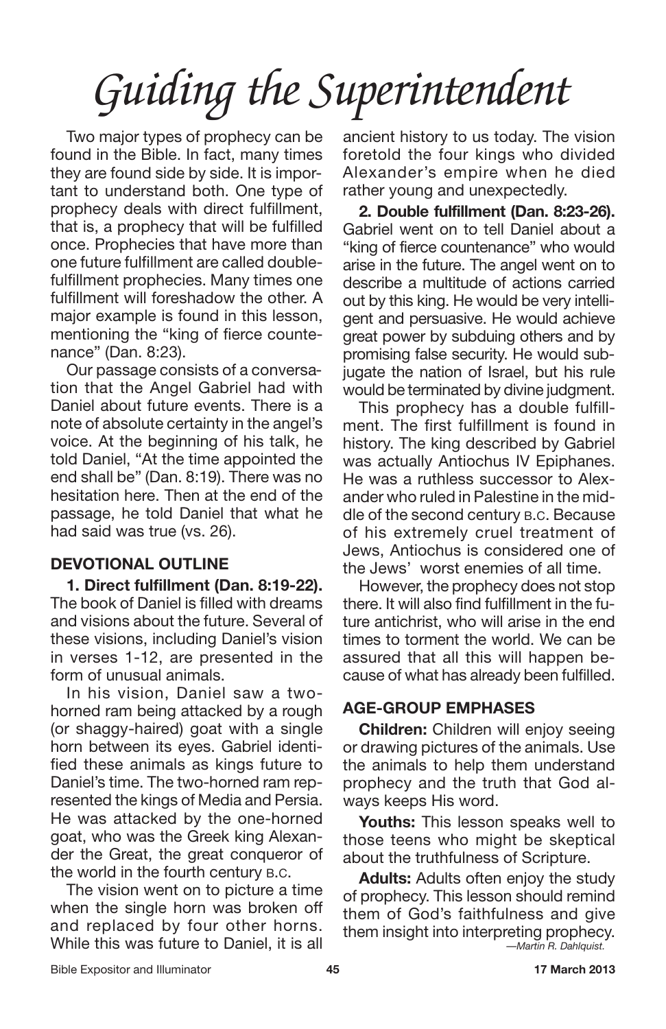# Guiding the Superintendent

Two major types of prophecy can be found in the Bible. In fact, many times they are found side by side. It is important to understand both. One type of prophecy deals with direct fulfillment, that is, a prophecy that will be fulfilled once. Prophecies that have more than one future fulfillment are called double-fulfillment prophecies. Many times one fulfillment will foreshadow the other. A major example is found in this lesson, mentioning the "king of fierce countenance" (Dan. 8:23).

Our passage consists of a conversation that the Angel Gabriel had with Daniel about future events. There is a note of absolute certainty in the angel's voice. At the beginning of his talk, he told Daniel, "At the time appointed the end shall be" (Dan. 8:19). There was no hesitation here. Then at the end of the passage, he told Daniel that what he had said was true (vs. 26).

## DEVOTIONAL OUTLINE

**1. Direct fulfillment (Dan. 8:19-22).** The book of Daniel is filled with dreams and visions about the future. Several of these visions, including Daniel's vision in verses 1-12, are presented in the form of unusual animals.

In his vision, Daniel saw a two-horned ram being attacked by a rough (or shaggy-haired) goat with a single horn between its eyes. Gabriel identified these animals as kings future to Daniel's time. The two-horned ram represented the kings of Media and Persia. He was attacked by the one-horned goat, who was the Greek king Alexander the Great, the great conqueror of the world in the fourth century B.C.

The vision went on to picture a time when the single horn was broken off and replaced by four other horns. While this was future to Daniel, it is all ancient history to us today. The vision foretold the four kings who divided Alexander's empire when he died rather young and unexpectedly.

**2. Double fulfillment (Dan. 8:23-26).** Gabriel went on to tell Daniel about a "king of fierce countenance" who would arise in the future. The angel went on to describe a multitude of actions carried out by this king. He would be very intelligent and persuasive. He would achieve great power by subduing others and by promising false security. He would subjugate the nation of Israel, but his rule would be terminated by divine judgment.

This prophecy has a double fulfillment. The first fulfillment is found in history. The king described by Gabriel was actually Antiochus IV Epiphanes. He was a ruthless successor to Alexander who ruled in Palestine in the middle of the second century B.C. Because of his extremely cruel treatment of Jews, Antiochus is considered one of the Jews' worst enemies of all time.

However, the prophecy does not stop there. It will also find fulfillment in the future antichrist, who will arise in the end times to torment the world. We can be assured that all this will happen because of what has already been fulfilled.

## AGE-GROUP EMPHASES

**Children:** Children will enjoy seeing or drawing pictures of the animals. Use the animals to help them understand prophecy and the truth that God always keeps His word.

**Youths:** This lesson speaks well to those teens who might be skeptical about the truthfulness of Scripture.

**Adults:** Adults often enjoy the study of prophecy. This lesson should remind them of God's faithfulness and give them insight into interpreting prophecy.

*—Martin R. Dahlquist.*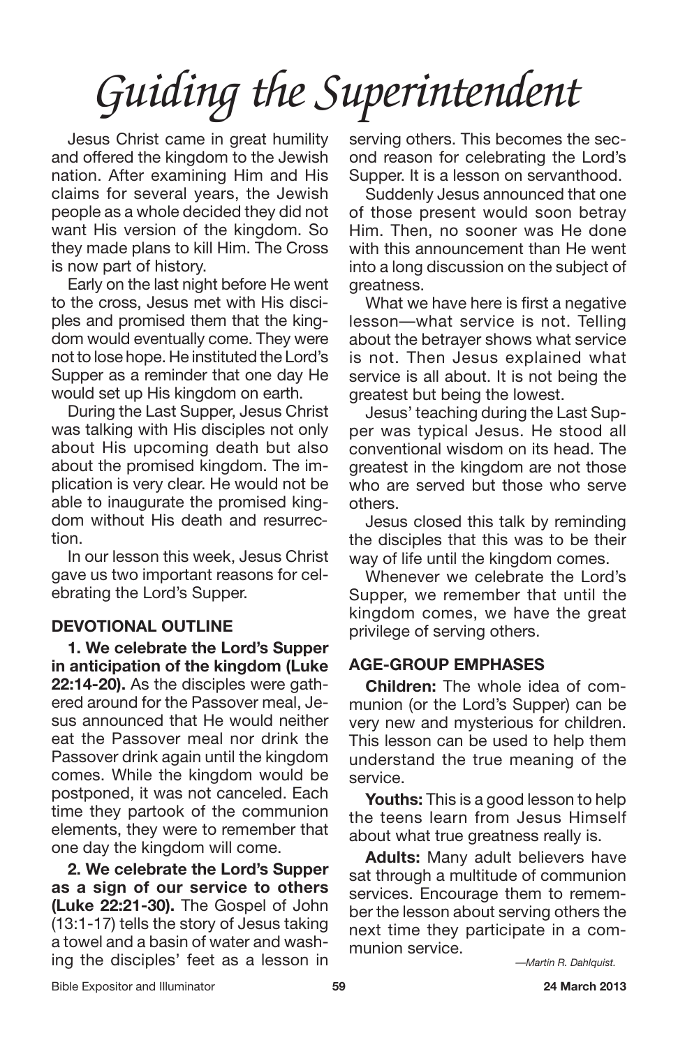# *Guiding the Superintendent*

Jesus Christ came in great humility and offered the kingdom to the Jewish nation. After examining Him and His claims for several years, the Jewish people as a whole decided they did not want His version of the kingdom. So they made plans to kill Him. The Cross is now part of history.

Early on the last night before He went to the cross, Jesus met with His disciples and promised them that the kingdom would eventually come. They were not to lose hope. He instituted the Lord's Supper as a reminder that one day He would set up His kingdom on earth.

During the Last Supper, Jesus Christ was talking with His disciples not only about His upcoming death but also about the promised kingdom. The implication is very clear. He would not be able to inaugurate the promised kingdom without His death and resurrection.

In our lesson this week, Jesus Christ gave us two important reasons for celebrating the Lord's Supper.

## DEVOTIONAL OUTLINE

**1. We celebrate the Lord's Supper in anticipation of the kingdom (Luke 22:14-20).** As the disciples were gathered around for the Passover meal, Jesus announced that He would neither eat the Passover meal nor drink the Passover drink again until the kingdom comes. While the kingdom would be postponed, it was not canceled. Each time they partook of the communion elements, they were to remember that one day the kingdom will come.

**2. We celebrate the Lord's Supper as a sign of our service to others (Luke 22:21-30).** The Gospel of John (13:1-17) tells the story of Jesus taking a towel and a basin of water and washing the disciples' feet as a lesson in serving others. This becomes the second reason for celebrating the Lord's Supper. It is a lesson on servanthood.

Suddenly Jesus announced that one of those present would soon betray Him. Then, no sooner was He done with this announcement than He went into a long discussion on the subject of greatness.

What we have here is first a negative lesson—what service is not. Telling about the betrayer shows what service is not. Then Jesus explained what service is all about. It is not being the greatest but being the lowest.

Jesus' teaching during the Last Supper was typical Jesus. He stood all conventional wisdom on its head. The greatest in the kingdom are not those who are served but those who serve others.

Jesus closed this talk by reminding the disciples that this was to be their way of life until the kingdom comes.

Whenever we celebrate the Lord's Supper, we remember that until the kingdom comes, we have the great privilege of serving others.

## AGE-GROUP EMPHASES

**Children:** The whole idea of communion (or the Lord's Supper) can be very new and mysterious for children. This lesson can be used to help them understand the true meaning of the service.

**Youths:** This is a good lesson to help the teens learn from Jesus Himself about what true greatness really is.

**Adults:** Many adult believers have sat through a multitude of communion services. Encourage them to remember the lesson about serving others the next time they participate in a communion service.

*—Martin R. Dahlquist.*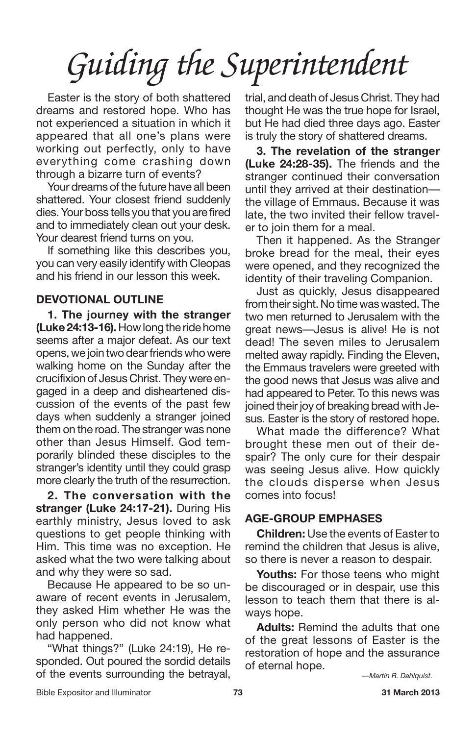# *Guiding the Superintendent*

Easter is the story of both shattered dreams and restored hope. Who has not experienced a situation in which it appeared that all one's plans were working out perfectly, only to have everything come crashing down through a bizarre turn of events?

Your dreams of the future have all been shattered. Your closest friend suddenly dies. Your boss tells you that you are fired and to immediately clean out your desk. Your dearest friend turns on you.

If something like this describes you, you can very easily identify with Cleopas and his friend in our lesson this week.

## DEVOTIONAL OUTLINE

**1. The journey with the stranger (Luke 24:13-16).** How long the ride home seems after a major defeat. As our text opens, we join two dear friends who were walking home on the Sunday after the crucifixion of Jesus Christ. They were engaged in a deep and disheartened discussion of the events of the past few days when suddenly a stranger joined them on the road. The stranger was none other than Jesus Himself. God temporarily blinded these disciples to the stranger's identity until they could grasp more clearly the truth of the resurrection.

**2. The conversation with the stranger (Luke 24:17-21).** During His earthly ministry, Jesus loved to ask questions to get people thinking with Him. This time was no exception. He asked what the two were talking about and why they were so sad.

Because He appeared to be so unaware of recent events in Jerusalem, they asked Him whether He was the only person who did not know what had happened.

"What things?" (Luke 24:19), He responded. Out poured the sordid details of the events surrounding the betrayal, trial, and death of Jesus Christ. They had thought He was the true hope for Israel, but He had died three days ago. Easter is truly the story of shattered dreams.

**3. The revelation of the stranger (Luke 24:28-35).** The friends and the stranger continued their conversation until they arrived at their destination—the village of Emmaus. Because it was late, the two invited their fellow traveler to join them for a meal.

Then it happened. As the Stranger broke bread for the meal, their eyes were opened, and they recognized the identity of their traveling Companion.

Just as quickly, Jesus disappeared from their sight. No time was wasted. The two men returned to Jerusalem with the great news—Jesus is alive! He is not dead! The seven miles to Jerusalem melted away rapidly. Finding the Eleven, the Emmaus travelers were greeted with the good news that Jesus was alive and had appeared to Peter. To this news was joined their joy of breaking bread with Jesus. Easter is the story of restored hope.

What made the difference? What brought these men out of their despair? The only cure for their despair was seeing Jesus alive. How quickly the clouds disperse when Jesus comes into focus!

## AGE-GROUP EMPHASES

**Children:** Use the events of Easter to remind the children that Jesus is alive, so there is never a reason to despair.

**Youths:** For those teens who might be discouraged or in despair, use this lesson to teach them that there is always hope.

**Adults:** Remind the adults that one of the great lessons of Easter is the restoration of hope and the assurance of eternal hope.

*—Martin R. Dahlquist.*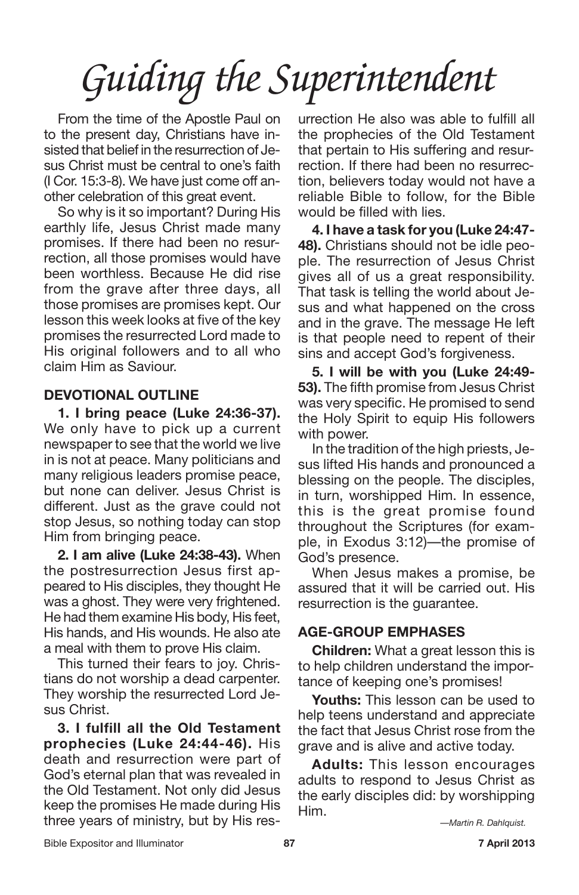# *Guiding the Superintendent*

From the time of the Apostle Paul on to the present day, Christians have insisted that belief in the resurrection of Jesus Christ must be central to one's faith (I Cor. 15:3-8). We have just come off another celebration of this great event.

So why is it so important? During His earthly life, Jesus Christ made many promises. If there had been no resurrection, all those promises would have been worthless. Because He did rise from the grave after three days, all those promises are promises kept. Our lesson this week looks at five of the key promises the resurrected Lord made to His original followers and to all who claim Him as Saviour.

## DEVOTIONAL OUTLINE

**1. I bring peace (Luke 24:36-37).** We only have to pick up a current newspaper to see that the world we live in is not at peace. Many politicians and many religious leaders promise peace, but none can deliver. Jesus Christ is different. Just as the grave could not stop Jesus, so nothing today can stop Him from bringing peace.

**2. I am alive (Luke 24:38-43).** When the postresurrection Jesus first appeared to His disciples, they thought He was a ghost. They were very frightened. He had them examine His body, His feet, His hands, and His wounds. He also ate a meal with them to prove His claim.

This turned their fears to joy. Christians do not worship a dead carpenter. They worship the resurrected Lord Jesus Christ.

**3. I fulfill all the Old Testament prophecies (Luke 24:44-46).** His death and resurrection were part of God's eternal plan that was revealed in the Old Testament. Not only did Jesus keep the promises He made during His three years of ministry, but by His resurrection He also was able to fulfill all the prophecies of the Old Testament that pertain to His suffering and resurrection. If there had been no resurrection, believers today would not have a reliable Bible to follow, for the Bible would be filled with lies.

**4. I have a task for you (Luke 24:47-48).** Christians should not be idle people. The resurrection of Jesus Christ gives all of us a great responsibility. That task is telling the world about Jesus and what happened on the cross and in the grave. The message He left is that people need to repent of their sins and accept God's forgiveness.

**5. I will be with you (Luke 24:49-53).** The fifth promise from Jesus Christ was very specific. He promised to send the Holy Spirit to equip His followers with power.

In the tradition of the high priests, Jesus lifted His hands and pronounced a blessing on the people. The disciples, in turn, worshipped Him. In essence, this is the great promise found throughout the Scriptures (for example, in Exodus 3:12)—the promise of God's presence.

When Jesus makes a promise, be assured that it will be carried out. His resurrection is the guarantee.

## AGE-GROUP EMPHASES

**Children:** What a great lesson this is to help children understand the importance of keeping one's promises!

**Youths:** This lesson can be used to help teens understand and appreciate the fact that Jesus Christ rose from the grave and is alive and active today.

**Adults:** This lesson encourages adults to respond to Jesus Christ as the early disciples did: by worshipping Him.

*—Martin R. Dahlquist.*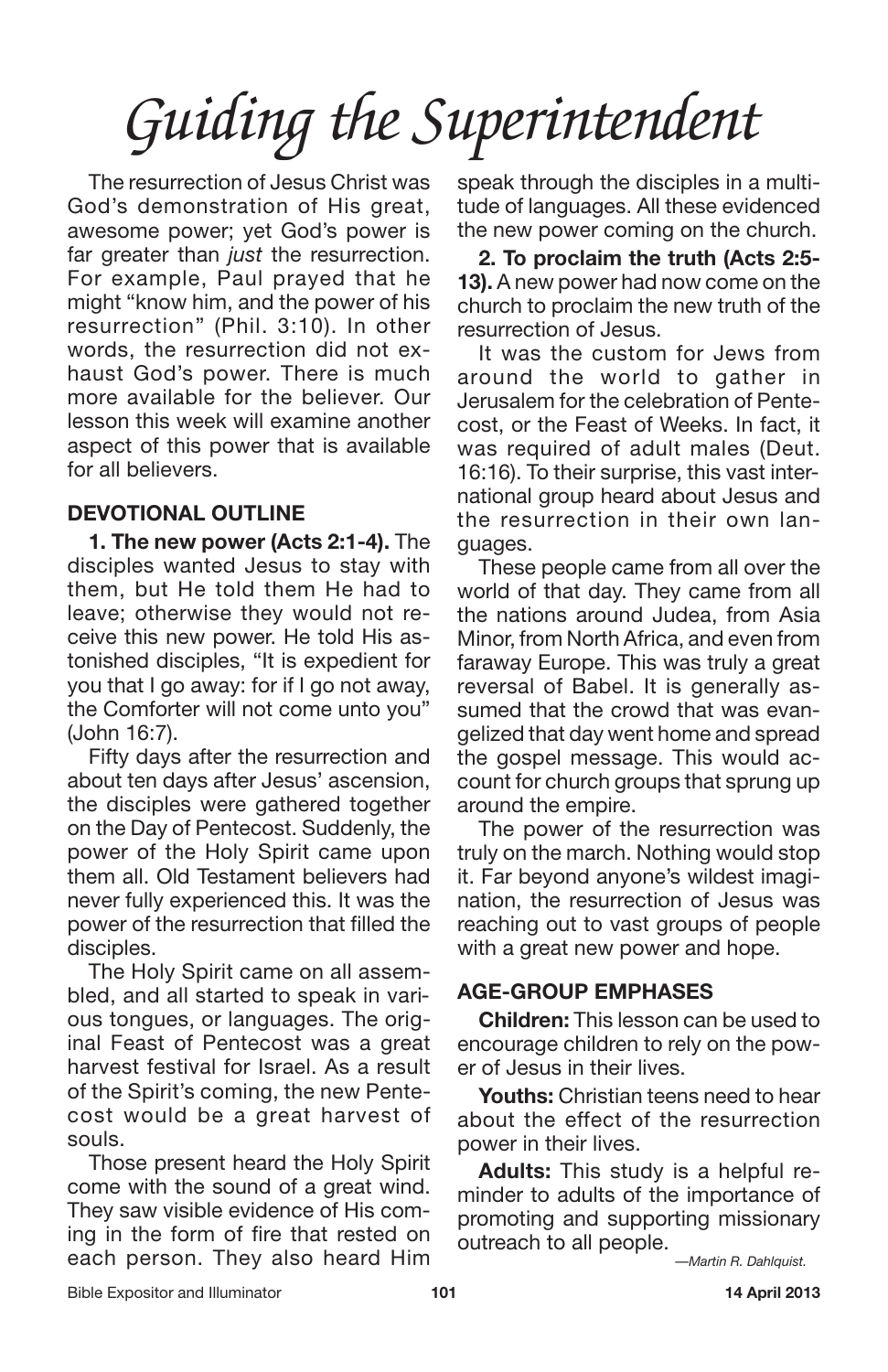# *Guiding the Superintendent*

The resurrection of Jesus Christ was God's demonstration of His great, awesome power; yet God's power is far greater than *just* the resurrection. For example, Paul prayed that he might "know him, and the power of his resurrection" (Phil. 3:10). In other words, the resurrection did not exhaust God's power. There is much more available for the believer. Our lesson this week will examine another aspect of this power that is available for all believers.

## DEVOTIONAL OUTLINE

**1. The new power (Acts 2:1-4).** The disciples wanted Jesus to stay with them, but He told them He had to leave; otherwise they would not receive this new power. He told His astonished disciples, "It is expedient for you that I go away: for if I go not away, the Comforter will not come unto you" (John 16:7).

Fifty days after the resurrection and about ten days after Jesus' ascension, the disciples were gathered together on the Day of Pentecost. Suddenly, the power of the Holy Spirit came upon them all. Old Testament believers had never fully experienced this. It was the power of the resurrection that filled the disciples.

The Holy Spirit came on all assembled, and all started to speak in various tongues, or languages. The original Feast of Pentecost was a great harvest festival for Israel. As a result of the Spirit's coming, the new Pentecost would be a great harvest of souls.

Those present heard the Holy Spirit come with the sound of a great wind. They saw visible evidence of His coming in the form of fire that rested on each person. They also heard Him speak through the disciples in a multitude of languages. All these evidenced the new power coming on the church.

**2. To proclaim the truth (Acts 2:5-13).** A new power had now come on the church to proclaim the new truth of the resurrection of Jesus.

It was the custom for Jews from around the world to gather in Jerusalem for the celebration of Pentecost, or the Feast of Weeks. In fact, it was required of adult males (Deut. 16:16). To their surprise, this vast international group heard about Jesus and the resurrection in their own languages.

These people came from all over the world of that day. They came from all the nations around Judea, from Asia Minor, from North Africa, and even from faraway Europe. This was truly a great reversal of Babel. It is generally assumed that the crowd that was evangelized that day went home and spread the gospel message. This would account for church groups that sprung up around the empire.

The power of the resurrection was truly on the march. Nothing would stop it. Far beyond anyone's wildest imagination, the resurrection of Jesus was reaching out to vast groups of people with a great new power and hope.

## AGE-GROUP EMPHASES

**Children:** This lesson can be used to encourage children to rely on the power of Jesus in their lives.

**Youths:** Christian teens need to hear about the effect of the resurrection power in their lives.

**Adults:** This study is a helpful reminder to adults of the importance of promoting and supporting missionary outreach to all people.

*—Martin R. Dahlquist.*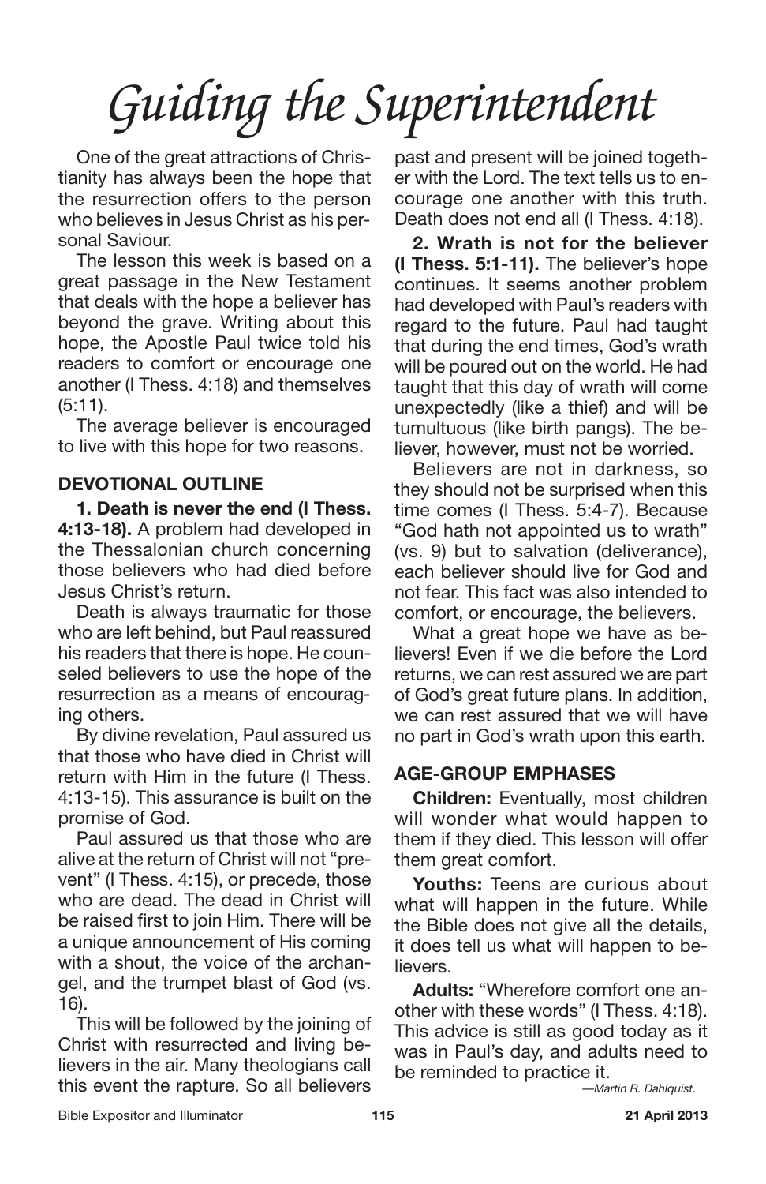# Guiding the Superintendent

One of the great attractions of Christianity has always been the hope that the resurrection offers to the person who believes in Jesus Christ as his personal Saviour.

The lesson this week is based on a great passage in the New Testament that deals with the hope a believer has beyond the grave. Writing about this hope, the Apostle Paul twice told his readers to comfort or encourage one another (I Thess. 4:18) and themselves (5:11).

The average believer is encouraged to live with this hope for two reasons.

## DEVOTIONAL OUTLINE

**1. Death is never the end (I Thess. 4:13-18).** A problem had developed in the Thessalonian church concerning those believers who had died before Jesus Christ's return.

Death is always traumatic for those who are left behind, but Paul reassured his readers that there is hope. He counseled believers to use the hope of the resurrection as a means of encouraging others.

By divine revelation, Paul assured us that those who have died in Christ will return with Him in the future (I Thess. 4:13-15). This assurance is built on the promise of God.

Paul assured us that those who are alive at the return of Christ will not "prevent" (I Thess. 4:15), or precede, those who are dead. The dead in Christ will be raised first to join Him. There will be a unique announcement of His coming with a shout, the voice of the archangel, and the trumpet blast of God (vs. 16).

This will be followed by the joining of Christ with resurrected and living believers in the air. Many theologians call this event the rapture. So all believers past and present will be joined together with the Lord. The text tells us to encourage one another with this truth. Death does not end all (I Thess. 4:18).

**2. Wrath is not for the believer (I Thess. 5:1-11).** The believer's hope continues. It seems another problem had developed with Paul's readers with regard to the future. Paul had taught that during the end times, God's wrath will be poured out on the world. He had taught that this day of wrath will come unexpectedly (like a thief) and will be tumultuous (like birth pangs). The believer, however, must not be worried.

Believers are not in darkness, so they should not be surprised when this time comes (I Thess. 5:4-7). Because "God hath not appointed us to wrath" (vs. 9) but to salvation (deliverance), each believer should live for God and not fear. This fact was also intended to comfort, or encourage, the believers.

What a great hope we have as believers! Even if we die before the Lord returns, we can rest assured we are part of God's great future plans. In addition, we can rest assured that we will have no part in God's wrath upon this earth.

## AGE-GROUP EMPHASES

**Children:** Eventually, most children will wonder what would happen to them if they died. This lesson will offer them great comfort.

**Youths:** Teens are curious about what will happen in the future. While the Bible does not give all the details, it does tell us what will happen to believers.

**Adults:** "Wherefore comfort one another with these words" (I Thess. 4:18). This advice is still as good today as it was in Paul's day, and adults need to be reminded to practice it.

*—Martin R. Dahlquist.*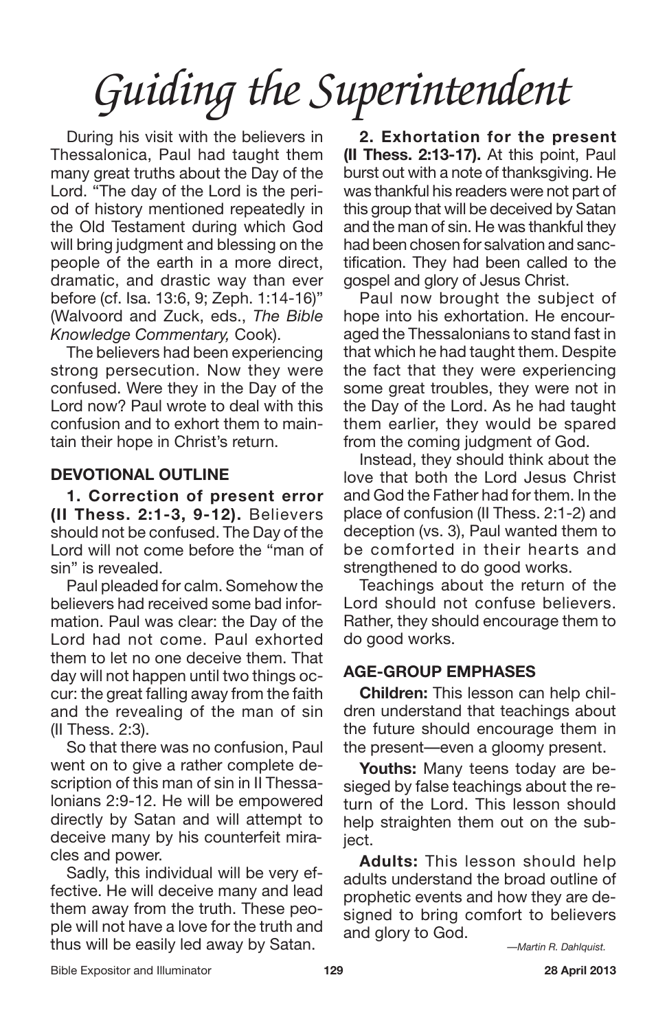# *Guiding the Superintendent*

During his visit with the believers in Thessalonica, Paul had taught them many great truths about the Day of the Lord. "The day of the Lord is the period of history mentioned repeatedly in the Old Testament during which God will bring judgment and blessing on the people of the earth in a more direct, dramatic, and drastic way than ever before (cf. Isa. 13:6, 9; Zeph. 1:14-16)" (Walvoord and Zuck, eds., *The Bible Knowledge Commentary,* Cook).

The believers had been experiencing strong persecution. Now they were confused. Were they in the Day of the Lord now? Paul wrote to deal with this confusion and to exhort them to maintain their hope in Christ's return.

## DEVOTIONAL OUTLINE

**1. Correction of present error (II Thess. 2:1-3, 9-12).** Believers should not be confused. The Day of the Lord will not come before the "man of sin" is revealed.

Paul pleaded for calm. Somehow the believers had received some bad information. Paul was clear: the Day of the Lord had not come. Paul exhorted them to let no one deceive them. That day will not happen until two things occur: the great falling away from the faith and the revealing of the man of sin (II Thess. 2:3).

So that there was no confusion, Paul went on to give a rather complete description of this man of sin in II Thessalonians 2:9-12. He will be empowered directly by Satan and will attempt to deceive many by his counterfeit miracles and power.

Sadly, this individual will be very effective. He will deceive many and lead them away from the truth. These people will not have a love for the truth and thus will be easily led away by Satan.

**2. Exhortation for the present (II Thess. 2:13-17).** At this point, Paul burst out with a note of thanksgiving. He was thankful his readers were not part of this group that will be deceived by Satan and the man of sin. He was thankful they had been chosen for salvation and sanctification. They had been called to the gospel and glory of Jesus Christ.

Paul now brought the subject of hope into his exhortation. He encouraged the Thessalonians to stand fast in that which he had taught them. Despite the fact that they were experiencing some great troubles, they were not in the Day of the Lord. As he had taught them earlier, they would be spared from the coming judgment of God.

Instead, they should think about the love that both the Lord Jesus Christ and God the Father had for them. In the place of confusion (II Thess. 2:1-2) and deception (vs. 3), Paul wanted them to be comforted in their hearts and strengthened to do good works.

Teachings about the return of the Lord should not confuse believers. Rather, they should encourage them to do good works.

## AGE-GROUP EMPHASES

**Children:** This lesson can help children understand that teachings about the future should encourage them in the present—even a gloomy present.

**Youths:** Many teens today are besieged by false teachings about the return of the Lord. This lesson should help straighten them out on the subject.

**Adults:** This lesson should help adults understand the broad outline of prophetic events and how they are designed to bring comfort to believers and glory to God.

*—Martin R. Dahlquist.*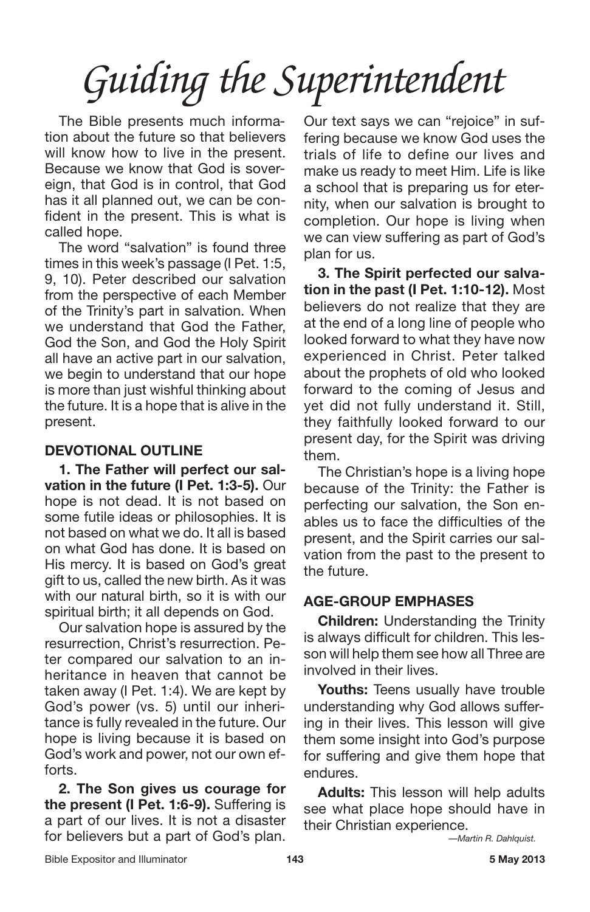# Guiding the Superintendent

The Bible presents much information about the future so that believers will know how to live in the present. Because we know that God is sovereign, that God is in control, that God has it all planned out, we can be confident in the present. This is what is called hope.

The word "salvation" is found three times in this week's passage (I Pet. 1:5, 9, 10). Peter described our salvation from the perspective of each Member of the Trinity's part in salvation. When we understand that God the Father, God the Son, and God the Holy Spirit all have an active part in our salvation, we begin to understand that our hope is more than just wishful thinking about the future. It is a hope that is alive in the present.

## DEVOTIONAL OUTLINE

**1. The Father will perfect our salvation in the future (I Pet. 1:3-5).** Our hope is not dead. It is not based on some futile ideas or philosophies. It is not based on what we do. It all is based on what God has done. It is based on His mercy. It is based on God's great gift to us, called the new birth. As it was with our natural birth, so it is with our spiritual birth; it all depends on God.

Our salvation hope is assured by the resurrection, Christ's resurrection. Peter compared our salvation to an inheritance in heaven that cannot be taken away (I Pet. 1:4). We are kept by God's power (vs. 5) until our inheritance is fully revealed in the future. Our hope is living because it is based on God's work and power, not our own efforts.

**2. The Son gives us courage for the present (I Pet. 1:6-9).** Suffering is a part of our lives. It is not a disaster for believers but a part of God's plan. Our text says we can "rejoice" in suffering because we know God uses the trials of life to define our lives and make us ready to meet Him. Life is like a school that is preparing us for eternity, when our salvation is brought to completion. Our hope is living when we can view suffering as part of God's plan for us.

**3. The Spirit perfected our salvation in the past (I Pet. 1:10-12).** Most believers do not realize that they are at the end of a long line of people who looked forward to what they have now experienced in Christ. Peter talked about the prophets of old who looked forward to the coming of Jesus and yet did not fully understand it. Still, they faithfully looked forward to our present day, for the Spirit was driving them.

The Christian's hope is a living hope because of the Trinity: the Father is perfecting our salvation, the Son enables us to face the difficulties of the present, and the Spirit carries our salvation from the past to the present to the future.

## AGE-GROUP EMPHASES

**Children:** Understanding the Trinity is always difficult for children. This lesson will help them see how all Three are involved in their lives.

**Youths:** Teens usually have trouble understanding why God allows suffering in their lives. This lesson will give them some insight into God's purpose for suffering and give them hope that endures.

**Adults:** This lesson will help adults see what place hope should have in their Christian experience.

*—Martin R. Dahlquist.*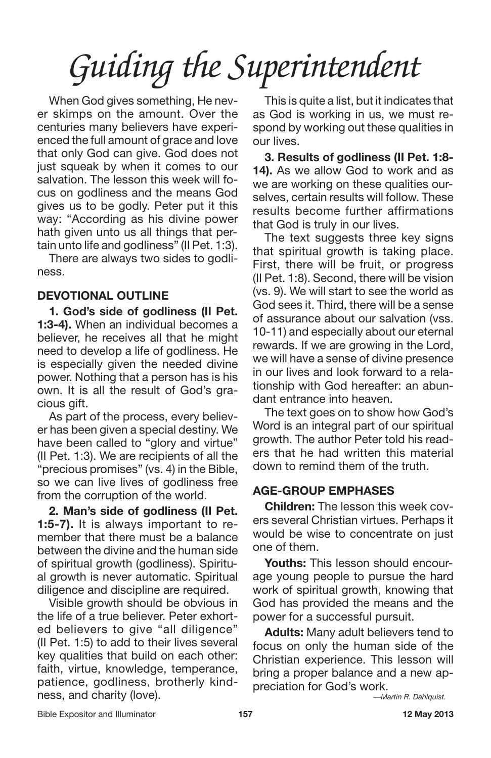# *Guiding the Superintendent*

When God gives something, He never skimps on the amount. Over the centuries many believers have experienced the full amount of grace and love that only God can give. God does not just squeak by when it comes to our salvation. The lesson this week will focus on godliness and the means God gives us to be godly. Peter put it this way: "According as his divine power hath given unto us all things that pertain unto life and godliness" (II Pet. 1:3).

There are always two sides to godliness.

## DEVOTIONAL OUTLINE

**1. God's side of godliness (II Pet. 1:3-4).** When an individual becomes a believer, he receives all that he might need to develop a life of godliness. He is especially given the needed divine power. Nothing that a person has is his own. It is all the result of God's gracious gift.

As part of the process, every believer has been given a special destiny. We have been called to "glory and virtue" (II Pet. 1:3). We are recipients of all the "precious promises" (vs. 4) in the Bible, so we can live lives of godliness free from the corruption of the world.

**2. Man's side of godliness (II Pet. 1:5-7).** It is always important to remember that there must be a balance between the divine and the human side of spiritual growth (godliness). Spiritual growth is never automatic. Spiritual diligence and discipline are required.

Visible growth should be obvious in the life of a true believer. Peter exhorted believers to give "all diligence" (II Pet. 1:5) to add to their lives several key qualities that build on each other: faith, virtue, knowledge, temperance, patience, godliness, brotherly kindness, and charity (love).

This is quite a list, but it indicates that as God is working in us, we must respond by working out these qualities in our lives.

**3. Results of godliness (II Pet. 1:8-14).** As we allow God to work and as we are working on these qualities ourselves, certain results will follow. These results become further affirmations that God is truly in our lives.

The text suggests three key signs that spiritual growth is taking place. First, there will be fruit, or progress (II Pet. 1:8). Second, there will be vision (vs. 9). We will start to see the world as God sees it. Third, there will be a sense of assurance about our salvation (vss. 10-11) and especially about our eternal rewards. If we are growing in the Lord, we will have a sense of divine presence in our lives and look forward to a relationship with God hereafter: an abundant entrance into heaven.

The text goes on to show how God's Word is an integral part of our spiritual growth. The author Peter told his readers that he had written this material down to remind them of the truth.

## AGE-GROUP EMPHASES

**Children:** The lesson this week covers several Christian virtues. Perhaps it would be wise to concentrate on just one of them.

**Youths:** This lesson should encourage young people to pursue the hard work of spiritual growth, knowing that God has provided the means and the power for a successful pursuit.

**Adults:** Many adult believers tend to focus on only the human side of the Christian experience. This lesson will bring a proper balance and a new appreciation for God's work.

*—Martin R. Dahlquist.*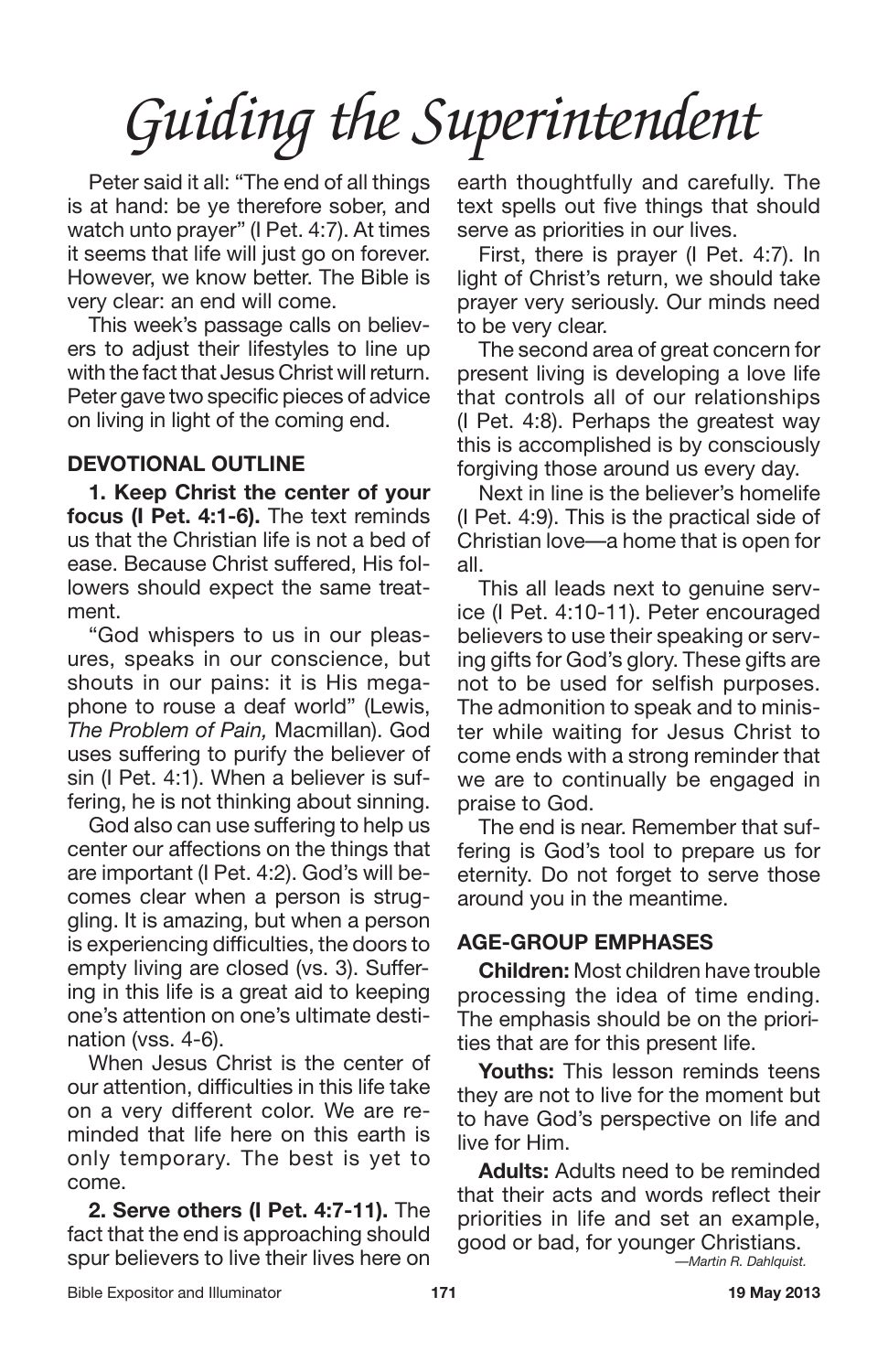# Guiding the Superintendent

Peter said it all: "The end of all things is at hand: be ye therefore sober, and watch unto prayer" (I Pet. 4:7). At times it seems that life will just go on forever. However, we know better. The Bible is very clear: an end will come.

This week's passage calls on believers to adjust their lifestyles to line up with the fact that Jesus Christ will return. Peter gave two specific pieces of advice on living in light of the coming end.

## DEVOTIONAL OUTLINE

**1. Keep Christ the center of your focus (I Pet. 4:1-6).** The text reminds us that the Christian life is not a bed of ease. Because Christ suffered, His followers should expect the same treatment.

"God whispers to us in our pleasures, speaks in our conscience, but shouts in our pains: it is His megaphone to rouse a deaf world" (Lewis, *The Problem of Pain,* Macmillan). God uses suffering to purify the believer of sin (I Pet. 4:1). When a believer is suffering, he is not thinking about sinning.

God also can use suffering to help us center our affections on the things that are important (I Pet. 4:2). God's will becomes clear when a person is struggling. It is amazing, but when a person is experiencing difficulties, the doors to empty living are closed (vs. 3). Suffering in this life is a great aid to keeping one's attention on one's ultimate destination (vss. 4-6).

When Jesus Christ is the center of our attention, difficulties in this life take on a very different color. We are reminded that life here on this earth is only temporary. The best is yet to come.

**2. Serve others (I Pet. 4:7-11).** The fact that the end is approaching should spur believers to live their lives here on earth thoughtfully and carefully. The text spells out five things that should serve as priorities in our lives.

First, there is prayer (I Pet. 4:7). In light of Christ's return, we should take prayer very seriously. Our minds need to be very clear.

The second area of great concern for present living is developing a love life that controls all of our relationships (I Pet. 4:8). Perhaps the greatest way this is accomplished is by consciously forgiving those around us every day.

Next in line is the believer's homelife (I Pet. 4:9). This is the practical side of Christian love—a home that is open for all.

This all leads next to genuine service (I Pet. 4:10-11). Peter encouraged believers to use their speaking or serving gifts for God's glory. These gifts are not to be used for selfish purposes. The admonition to speak and to minister while waiting for Jesus Christ to come ends with a strong reminder that we are to continually be engaged in praise to God.

The end is near. Remember that suffering is God's tool to prepare us for eternity. Do not forget to serve those around you in the meantime.

## AGE-GROUP EMPHASES

**Children:** Most children have trouble processing the idea of time ending. The emphasis should be on the priorities that are for this present life.

**Youths:** This lesson reminds teens they are not to live for the moment but to have God's perspective on life and live for Him.

**Adults:** Adults need to be reminded that their acts and words reflect their priorities in life and set an example, good or bad, for younger Christians.

*—Martin R. Dahlquist.*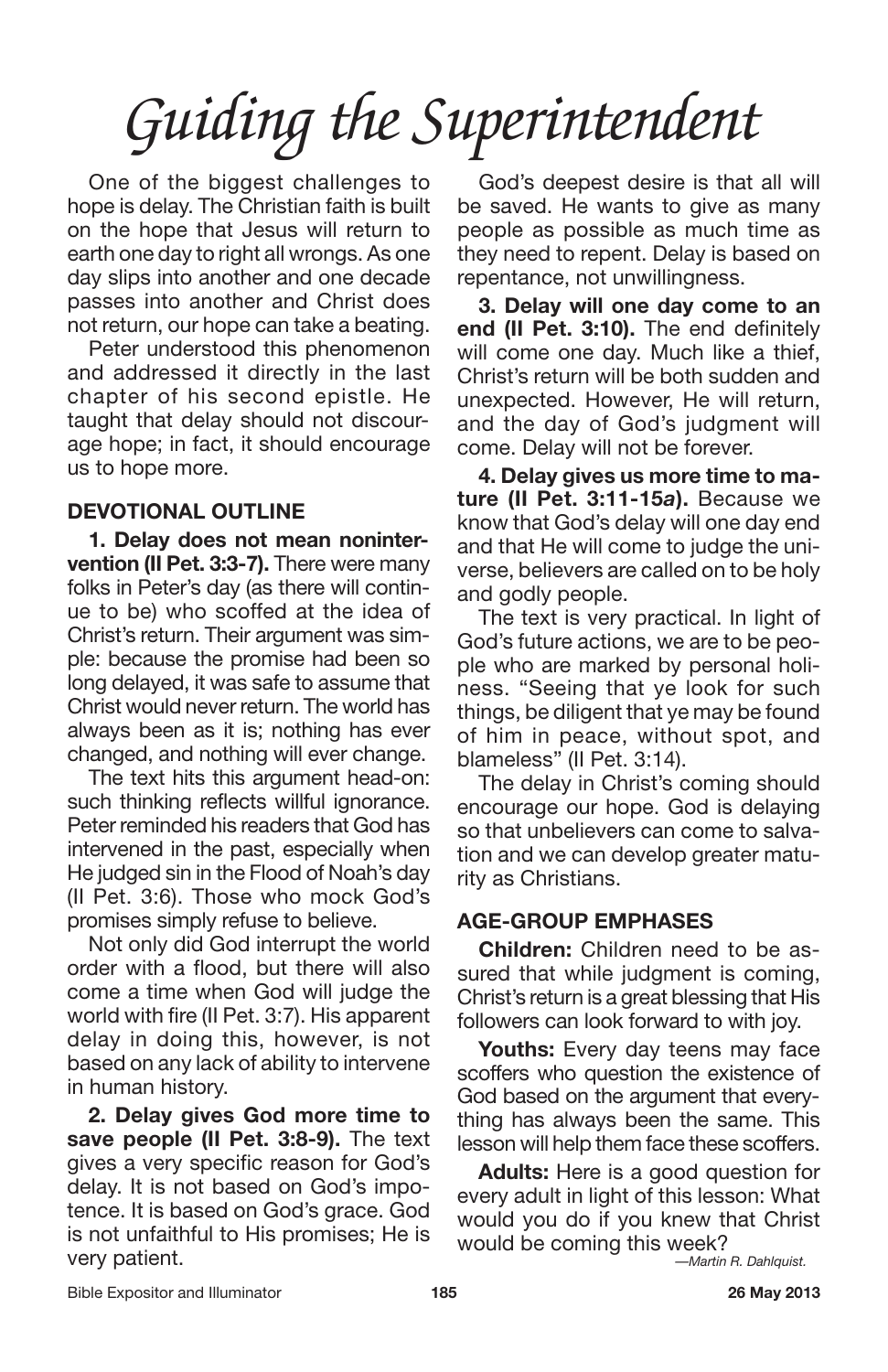# Guiding the Superintendent

One of the biggest challenges to hope is delay. The Christian faith is built on the hope that Jesus will return to earth one day to right all wrongs. As one day slips into another and one decade passes into another and Christ does not return, our hope can take a beating.

Peter understood this phenomenon and addressed it directly in the last chapter of his second epistle. He taught that delay should not discourage hope; in fact, it should encourage us to hope more.

## DEVOTIONAL OUTLINE

**1. Delay does not mean nonintervention (II Pet. 3:3-7).** There were many folks in Peter's day (as there will continue to be) who scoffed at the idea of Christ's return. Their argument was simple: because the promise had been so long delayed, it was safe to assume that Christ would never return. The world has always been as it is; nothing has ever changed, and nothing will ever change.

The text hits this argument head-on: such thinking reflects willful ignorance. Peter reminded his readers that God has intervened in the past, especially when He judged sin in the Flood of Noah's day (II Pet. 3:6). Those who mock God's promises simply refuse to believe.

Not only did God interrupt the world order with a flood, but there will also come a time when God will judge the world with fire (II Pet. 3:7). His apparent delay in doing this, however, is not based on any lack of ability to intervene in human history.

**2. Delay gives God more time to save people (II Pet. 3:8-9).** The text gives a very specific reason for God's delay. It is not based on God's impotence. It is based on God's grace. God is not unfaithful to His promises; He is very patient.

God's deepest desire is that all will be saved. He wants to give as many people as possible as much time as they need to repent. Delay is based on repentance, not unwillingness.

**3. Delay will one day come to an end (II Pet. 3:10).** The end definitely will come one day. Much like a thief, Christ's return will be both sudden and unexpected. However, He will return, and the day of God's judgment will come. Delay will not be forever.

**4. Delay gives us more time to mature (II Pet. 3:11-15*a*).** Because we know that God's delay will one day end and that He will come to judge the universe, believers are called on to be holy and godly people.

The text is very practical. In light of God's future actions, we are to be people who are marked by personal holiness. "Seeing that ye look for such things, be diligent that ye may be found of him in peace, without spot, and blameless" (II Pet. 3:14).

The delay in Christ's coming should encourage our hope. God is delaying so that unbelievers can come to salvation and we can develop greater maturity as Christians.

## AGE-GROUP EMPHASES

**Children:** Children need to be assured that while judgment is coming, Christ's return is a great blessing that His followers can look forward to with joy.

**Youths:** Every day teens may face scoffers who question the existence of God based on the argument that everything has always been the same. This lesson will help them face these scoffers.

**Adults:** Here is a good question for every adult in light of this lesson: What would you do if you knew that Christ would be coming this week?

*—Martin R. Dahlquist.*